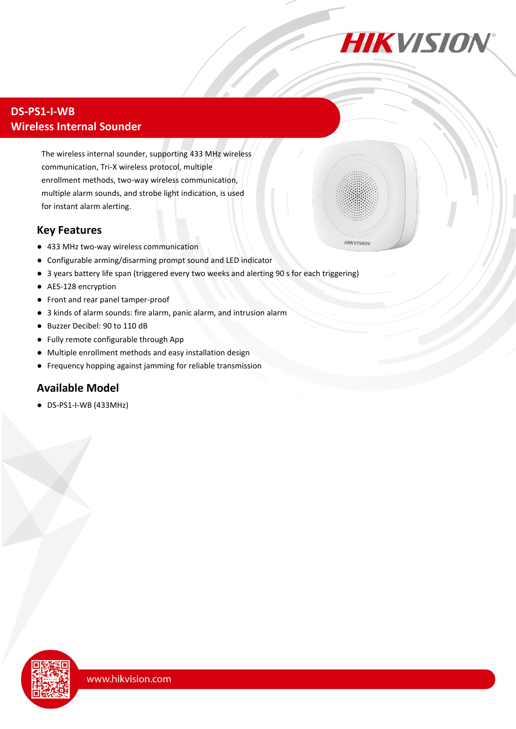# DS-PS1-I-WB
## Wireless Internal Sounder

The wireless internal sounder, supporting 433 MHz wireless communication, Tri-X wireless protocol, multiple enrollment methods, two-way wireless communication, multiple alarm sounds, and strobe light indication, is used for instant alarm alerting.

## Key Features

- 433 MHz two-way wireless communication
- Configurable arming/disarming prompt sound and LED indicator
- 3 years battery life span (triggered every two weeks and alerting 90 s for each triggering)
- AES-128 encryption
- Front and rear panel tamper-proof
- 3 kinds of alarm sounds: fire alarm, panic alarm, and intrusion alarm
- Buzzer Decibel: 90 to 110 dB
- Fully remote configurable through App
- Multiple enrollment methods and easy installation design
- Frequency hopping against jamming for reliable transmission

## Available Model

- DS-PS1-I-WB (433MHz)

www.hikvision.com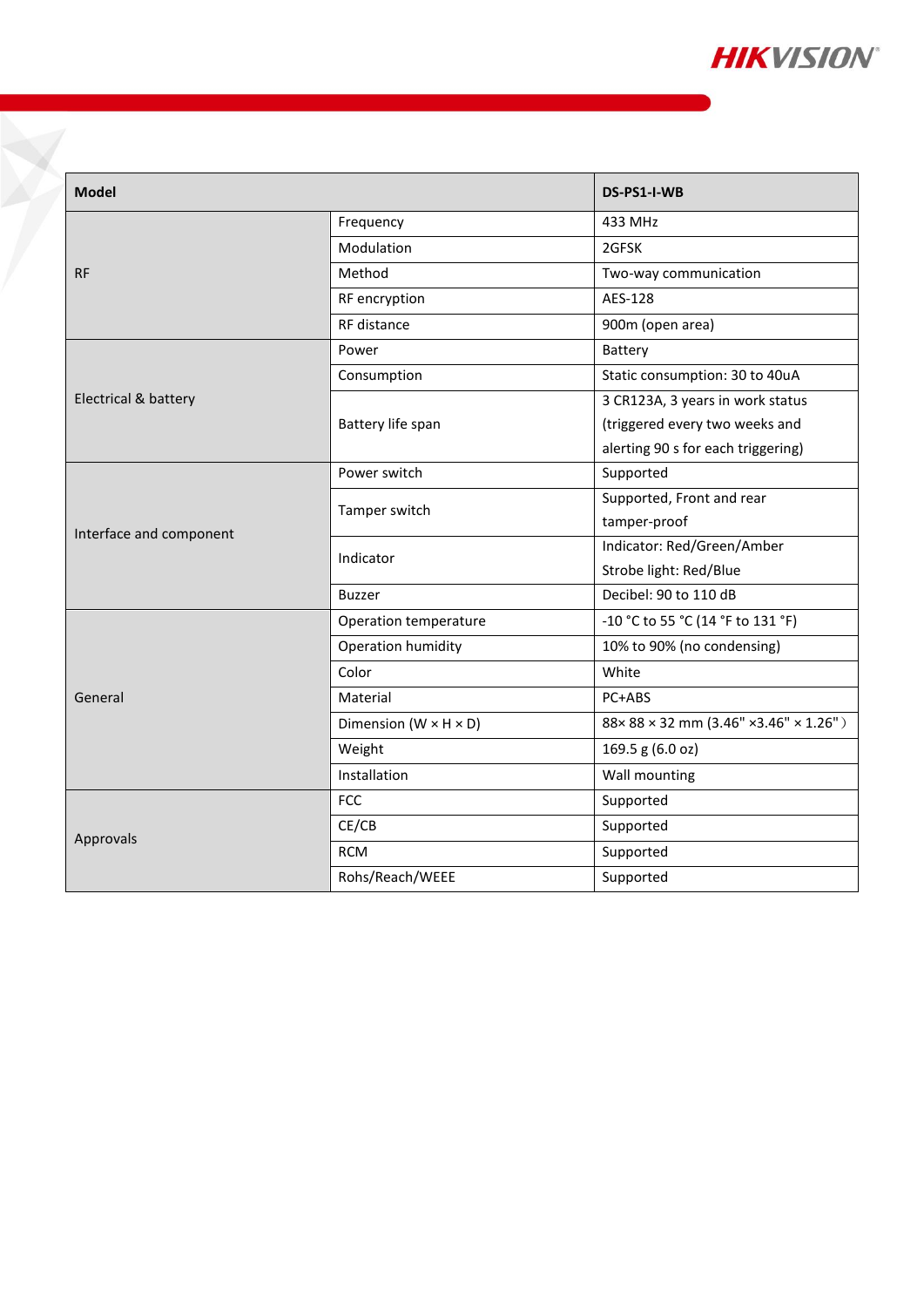| Model | | DS-PS1-I-WB |
|---|---|---|
| RF | Frequency | 433 MHz |
| | Modulation | 2GFSK |
| | Method | Two-way communication |
| | RF encryption | AES-128 |
| | RF distance | 900m (open area) |
| Electrical & battery | Power | Battery |
| | Consumption | Static consumption: 30 to 40uA |
| | Battery life span | 3 CR123A, 3 years in work status (triggered every two weeks and alerting 90 s for each triggering) |
| Interface and component | Power switch | Supported |
| | Tamper switch | Supported, Front and rear tamper-proof |
| | Indicator | Indicator: Red/Green/Amber<br>Strobe light: Red/Blue |
| | Buzzer | Decibel: 90 to 110 dB |
| General | Operation temperature | -10 °C to 55 °C (14 °F to 131 °F) |
| | Operation humidity | 10% to 90% (no condensing) |
| | Color | White |
| | Material | PC+ABS |
| | Dimension (W × H × D) | 88× 88 × 32 mm (3.46" ×3.46" × 1.26"） |
| | Weight | 169.5 g (6.0 oz) |
| | Installation | Wall mounting |
| Approvals | FCC | Supported |
| | CE/CB | Supported |
| | RCM | Supported |
| | Rohs/Reach/WEEE | Supported |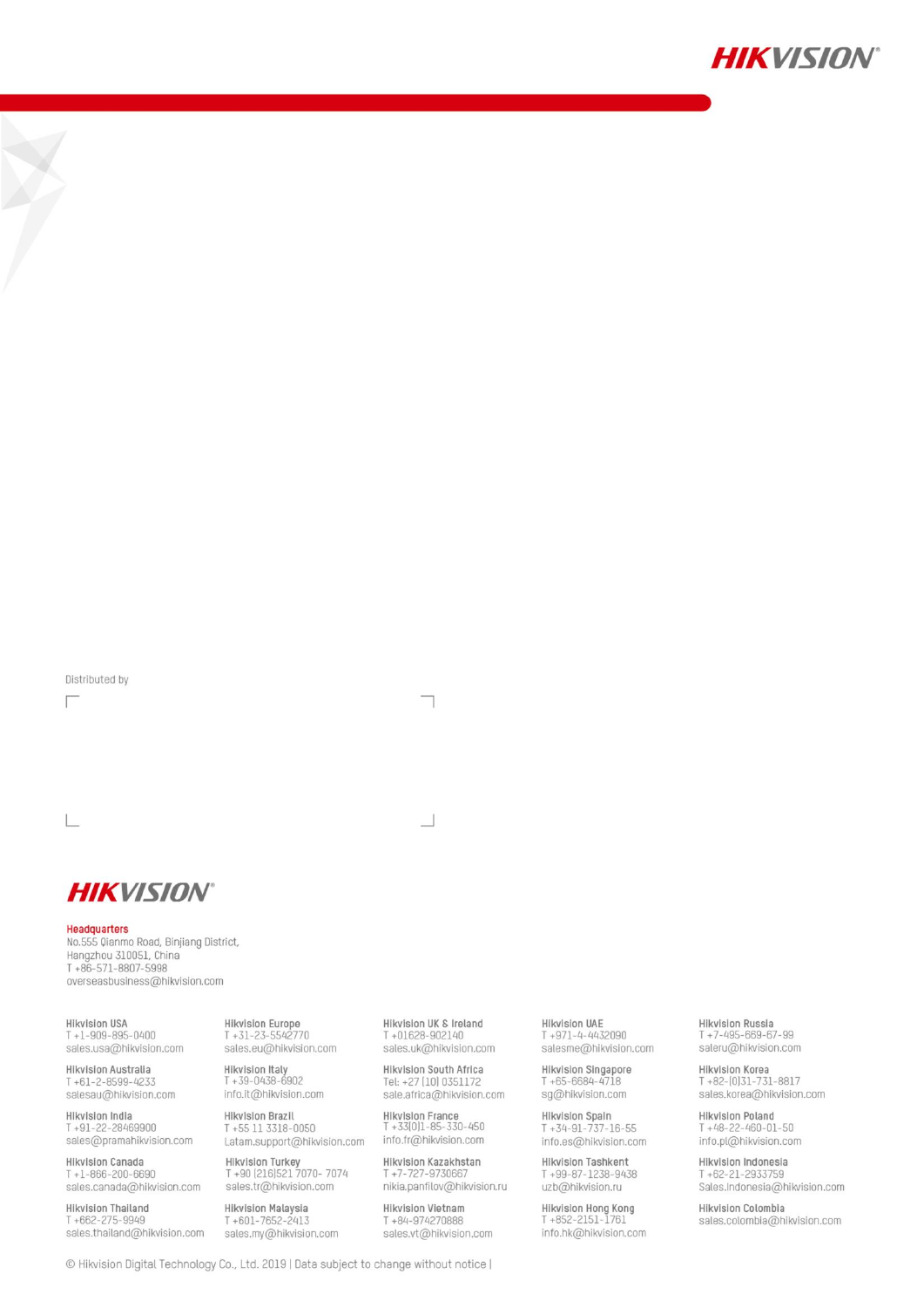Distributed by

HIKVISION

**Headquarters**
No.555 Qianmo Road, Binjiang District,
Hangzhou 310051, China
T +86-571-8807-5998
overseasbusiness@hikvision.com

**Hikvision USA**
T +1-909-895-0400
sales.usa@hikvision.com

**Hikvision Australia**
T +61-2-8599-4233
salesau@hikvision.com

**Hikvision India**
T +91-22-28469900
sales@pramahikvision.com

**Hikvision Canada**
T +1-866-200-6690
sales.canada@hikvision.com

**Hikvision Thailand**
T +662-275-9949
sales.thailand@hikvision.com

**Hikvision Europe**
T +31-23-5542770
sales.eu@hikvision.com

**Hikvision Italy**
T +39-0438-6902
info.it@hikvision.com

**Hikvision Brazil**
T +55 11 3318-0050
Latam.support@hikvision.com

**Hikvision Turkey**
T +90 (216)521 7070- 7074
sales.tr@hikvision.com

**Hikvision Malaysia**
T +601-7652-2413
sales.my@hikvision.com

**Hikvision UK & Ireland**
T +01628-902140
sales.uk@hikvision.com

**Hikvision South Africa**
Tel: +27 (10) 0351172
sale.africa@hikvision.com

**Hikvision France**
T +33(0)1-85-330-450
info.fr@hikvision.com

**Hikvision Kazakhstan**
T +7-727-9730667
nikia.panfilov@hikvision.ru

**Hikvision Vietnam**
T +84-974270888
sales.vt@hikvision.com

**Hikvision UAE**
T +971-4-4432090
salesme@hikvision.com

**Hikvision Singapore**
T +65-6684-4718
sg@hikvision.com

**Hikvision Spain**
T +34-91-737-16-55
info.es@hikvision.com

**Hikvision Tashkent**
T +99-87-1238-9438
uzb@hikvision.ru

**Hikvision Hong Kong**
T +852-2151-1761
info.hk@hikvision.com

**Hikvision Russia**
T +7-495-669-67-99
saleru@hikvision.com

**Hikvision Korea**
T +82-(0)31-731-8817
sales.korea@hikvision.com

**Hikvision Poland**
T +48-22-460-01-50
info.pl@hikvision.com

**Hikvision Indonesia**
T +62-21-2933759
Sales.Indonesia@hikvision.com

**Hikvision Colombia**
sales.colombia@hikvision.com

© Hikvision Digital Technology Co., Ltd. 2019 | Data subject to change without notice |